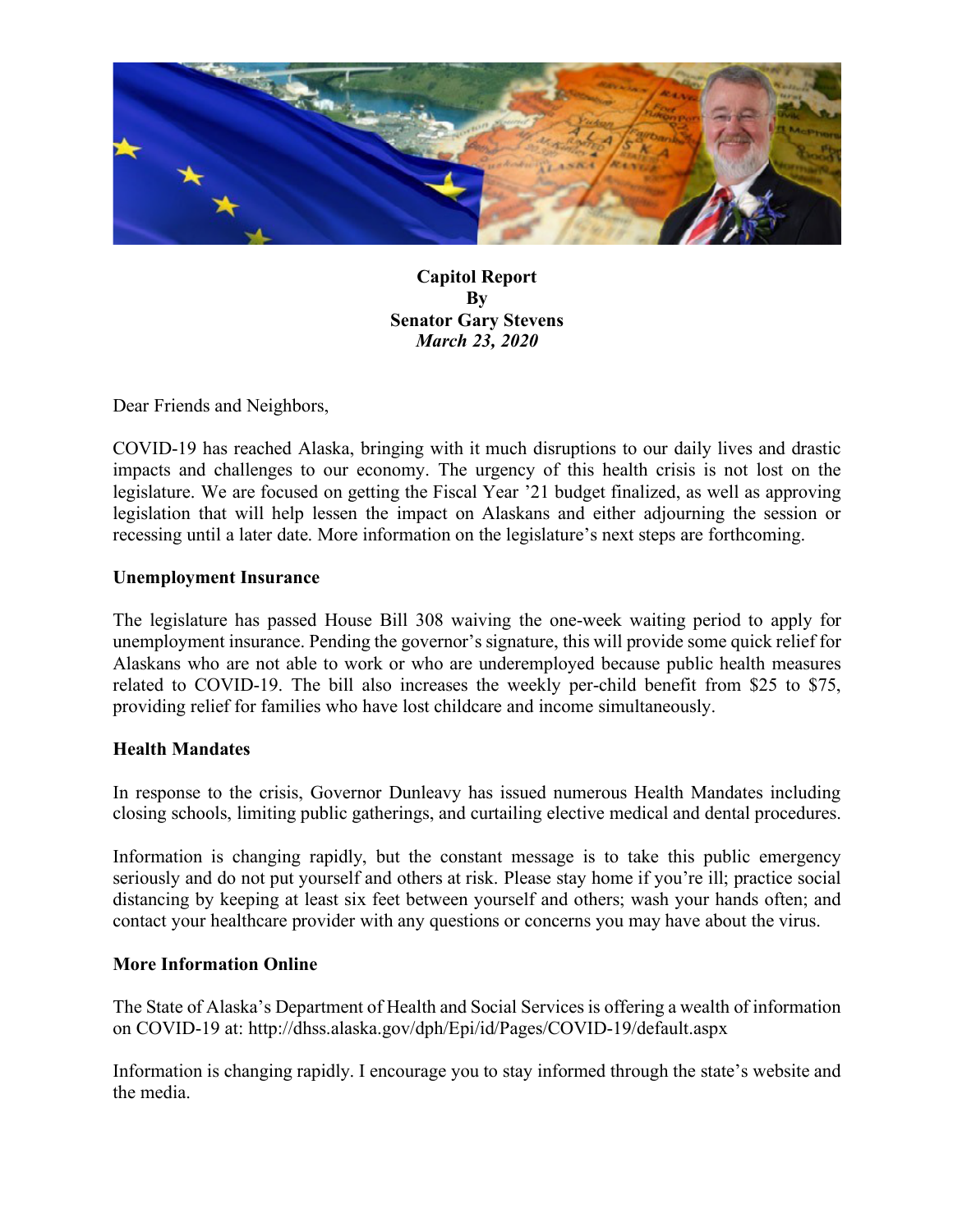**Capitol Report**
**By**
**Senator Gary Stevens**
***March 23, 2020***

Dear Friends and Neighbors,

COVID-19 has reached Alaska, bringing with it much disruptions to our daily lives and drastic impacts and challenges to our economy. The urgency of this health crisis is not lost on the legislature. We are focused on getting the Fiscal Year '21 budget finalized, as well as approving legislation that will help lessen the impact on Alaskans and either adjourning the session or recessing until a later date. More information on the legislature's next steps are forthcoming.

**Unemployment Insurance**

The legislature has passed House Bill 308 waiving the one-week waiting period to apply for unemployment insurance. Pending the governor's signature, this will provide some quick relief for Alaskans who are not able to work or who are underemployed because public health measures related to COVID-19. The bill also increases the weekly per-child benefit from $25 to $75, providing relief for families who have lost childcare and income simultaneously.

**Health Mandates**

In response to the crisis, Governor Dunleavy has issued numerous Health Mandates including closing schools, limiting public gatherings, and curtailing elective medical and dental procedures.

Information is changing rapidly, but the constant message is to take this public emergency seriously and do not put yourself and others at risk. Please stay home if you're ill; practice social distancing by keeping at least six feet between yourself and others; wash your hands often; and contact your healthcare provider with any questions or concerns you may have about the virus.

**More Information Online**

The State of Alaska's Department of Health and Social Services is offering a wealth of information on COVID-19 at: http://dhss.alaska.gov/dph/Epi/id/Pages/COVID-19/default.aspx

Information is changing rapidly. I encourage you to stay informed through the state's website and the media.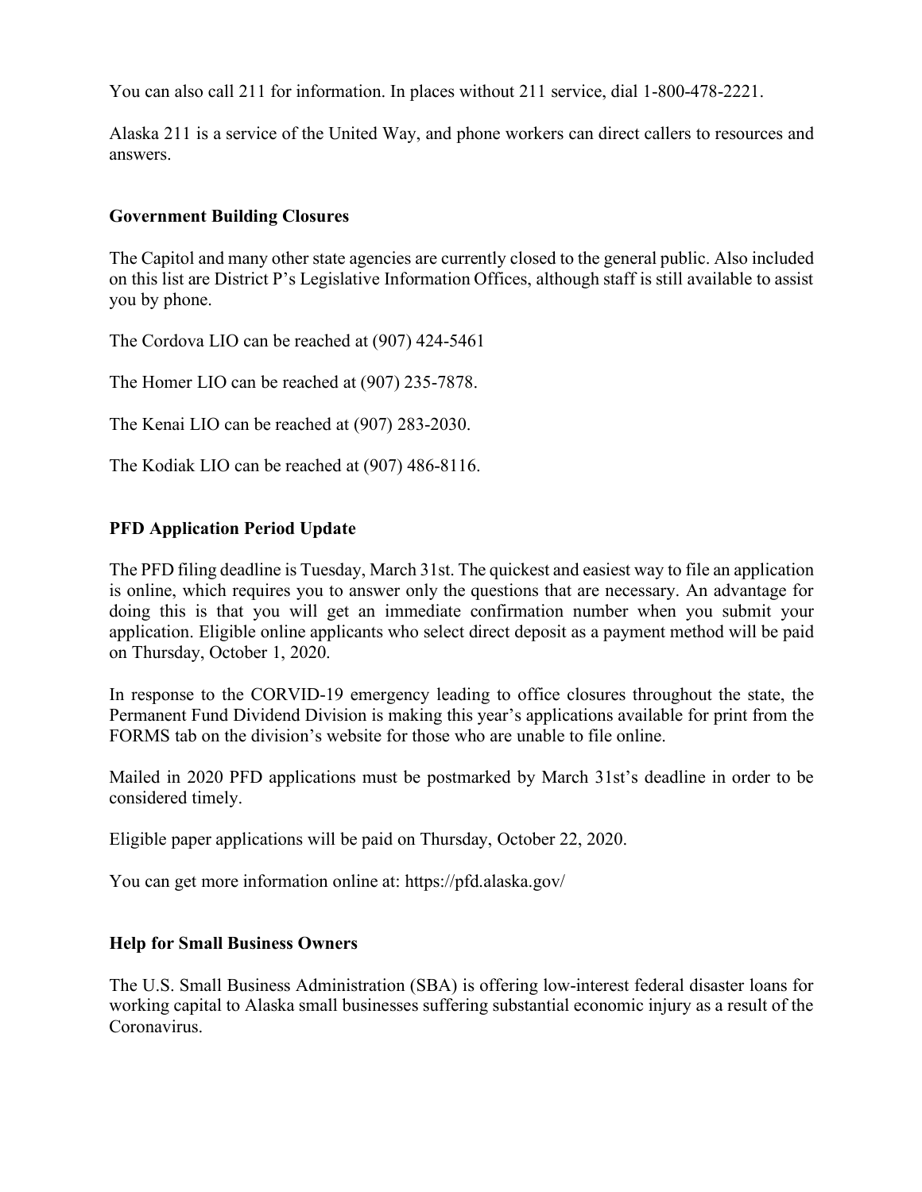You can also call 211 for information. In places without 211 service, dial 1-800-478-2221.

Alaska 211 is a service of the United Way, and phone workers can direct callers to resources and answers.

**Government Building Closures**

The Capitol and many other state agencies are currently closed to the general public. Also included on this list are District P's Legislative Information Offices, although staff is still available to assist you by phone.

The Cordova LIO can be reached at (907) 424-5461

The Homer LIO can be reached at (907) 235-7878.

The Kenai LIO can be reached at (907) 283-2030.

The Kodiak LIO can be reached at (907) 486-8116.

**PFD Application Period Update**

The PFD filing deadline is Tuesday, March 31st. The quickest and easiest way to file an application is online, which requires you to answer only the questions that are necessary. An advantage for doing this is that you will get an immediate confirmation number when you submit your application. Eligible online applicants who select direct deposit as a payment method will be paid on Thursday, October 1, 2020.

In response to the CORVID-19 emergency leading to office closures throughout the state, the Permanent Fund Dividend Division is making this year's applications available for print from the FORMS tab on the division's website for those who are unable to file online.

Mailed in 2020 PFD applications must be postmarked by March 31st's deadline in order to be considered timely.

Eligible paper applications will be paid on Thursday, October 22, 2020.

You can get more information online at: https://pfd.alaska.gov/

**Help for Small Business Owners**

The U.S. Small Business Administration (SBA) is offering low-interest federal disaster loans for working capital to Alaska small businesses suffering substantial economic injury as a result of the Coronavirus.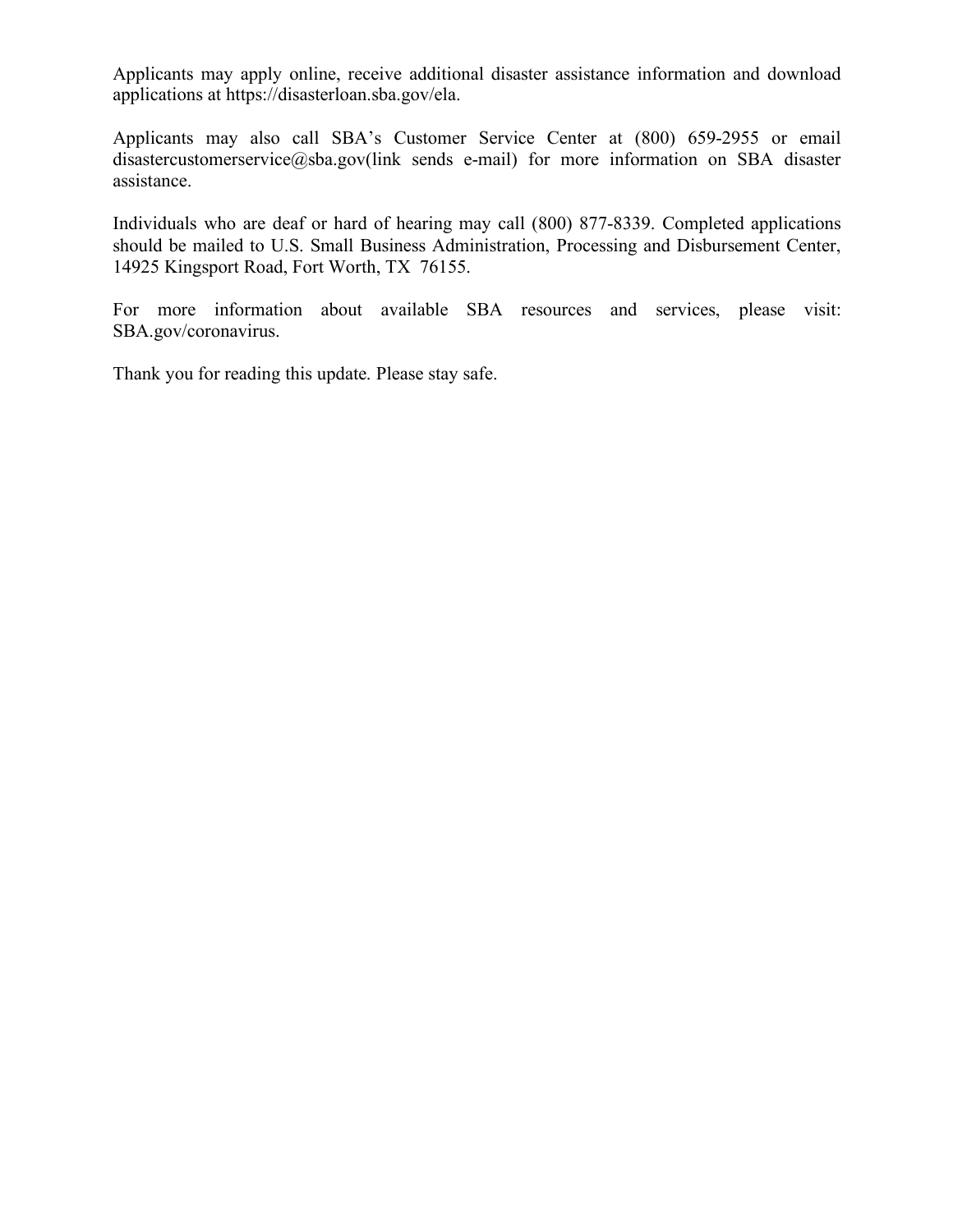Applicants may apply online, receive additional disaster assistance information and download applications at https://disasterloan.sba.gov/ela.

Applicants may also call SBA's Customer Service Center at (800) 659-2955 or email disastercustomerservice@sba.gov(link sends e-mail) for more information on SBA disaster assistance.

Individuals who are deaf or hard of hearing may call (800) 877-8339. Completed applications should be mailed to U.S. Small Business Administration, Processing and Disbursement Center, 14925 Kingsport Road, Fort Worth, TX 76155.

For more information about available SBA resources and services, please visit: SBA.gov/coronavirus.

Thank you for reading this update. Please stay safe.